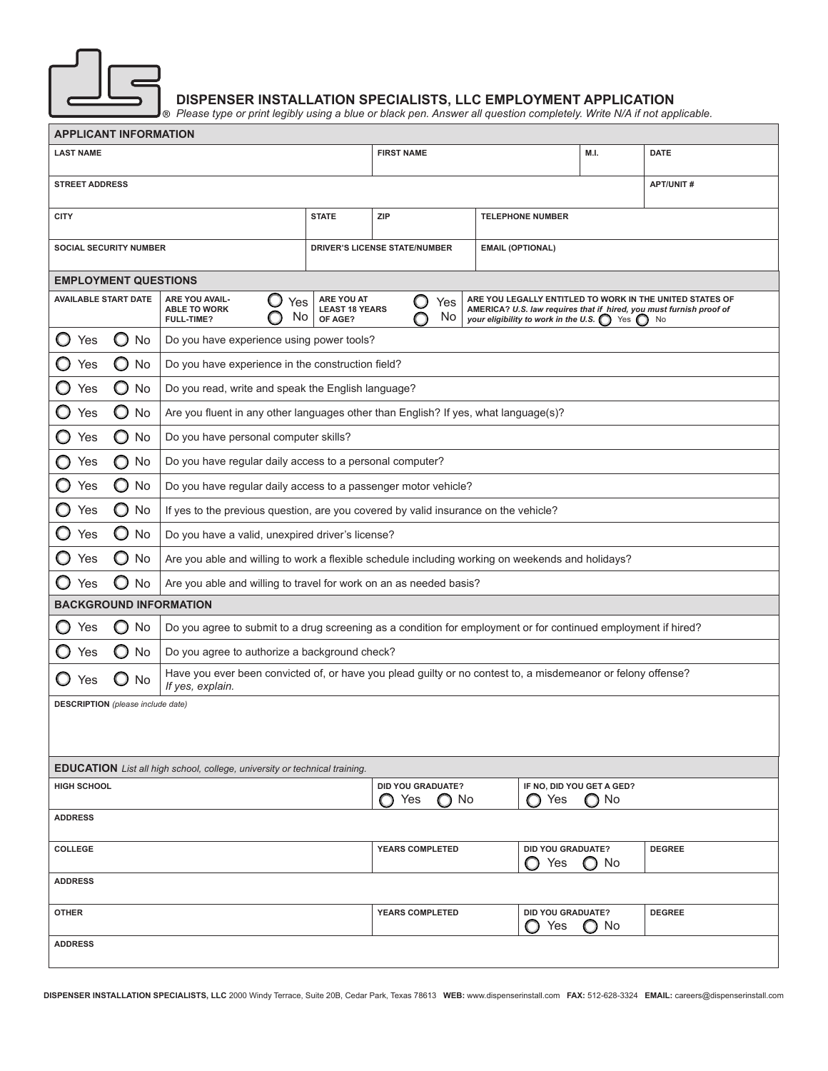# DISPENSER INSTALLATION SPECIALISTS, LLC EMPLOYMENT APPLICATION

*Please type or print legibly using a blue or black pen. Answer all question completely. Write N/A if not applicable.*

## APPLICANT INFORMATION

| LAST NAME | FIRST NAME | M.I. | DATE |
|---|---|---|---|
| | | | |

| STREET ADDRESS | APT/UNIT # |
|---|---|
| | |

| CITY | STATE | ZIP | TELEPHONE NUMBER |
|---|---|---|---|
| | | | |

| SOCIAL SECURITY NUMBER | DRIVER'S LICENSE STATE/NUMBER | EMAIL (OPTIONAL) |
|---|---|---|
| | | |

## EMPLOYMENT QUESTIONS

| AVAILABLE START DATE | ARE YOU AVAILABLE TO WORK FULL-TIME? | ARE YOU AT LEAST 18 YEARS OF AGE? | ARE YOU LEGALLY ENTITLED TO WORK IN THE UNITED STATES OF AMERICA? *U.S. law requires that if hired, you must furnish proof of your eligibility to work in the U.S.* |
|---|---|---|---|
| | ○ Yes ○ No | ○ Yes ○ No | ○ Yes ○ No |

| Answer | Question |
|---|---|
| ○ Yes ○ No | Do you have experience using power tools? |
| ○ Yes ○ No | Do you have experience in the construction field? |
| ○ Yes ○ No | Do you read, write and speak the English language? |
| ○ Yes ○ No | Are you fluent in any other languages other than English? If yes, what language(s)? |
| ○ Yes ○ No | Do you have personal computer skills? |
| ○ Yes ○ No | Do you have regular daily access to a personal computer? |
| ○ Yes ○ No | Do you have regular daily access to a passenger motor vehicle? |
| ○ Yes ○ No | If yes to the previous question, are you covered by valid insurance on the vehicle? |
| ○ Yes ○ No | Do you have a valid, unexpired driver's license? |
| ○ Yes ○ No | Are you able and willing to work a flexible schedule including working on weekends and holidays? |
| ○ Yes ○ No | Are you able and willing to travel for work on an as needed basis? |

## BACKGROUND INFORMATION

| Answer | Question |
|---|---|
| ○ Yes ○ No | Do you agree to submit to a drug screening as a condition for employment or for continued employment if hired? |
| ○ Yes ○ No | Do you agree to authorize a background check? |
| ○ Yes ○ No | Have you ever been convicted of, or have you plead guilty or no contest to, a misdemeanor or felony offense? *If yes, explain.* |

**DESCRIPTION** *(please include date)*

## EDUCATION

*List all high school, college, university or technical training.*

| HIGH SCHOOL | DID YOU GRADUATE? | IF NO, DID YOU GET A GED? |
|---|---|---|
| | ○ Yes ○ No | ○ Yes ○ No |

**ADDRESS**

| COLLEGE | YEARS COMPLETED | DID YOU GRADUATE? | DEGREE |
|---|---|---|---|
| | | ○ Yes ○ No | |

**ADDRESS**

| OTHER | YEARS COMPLETED | DID YOU GRADUATE? | DEGREE |
|---|---|---|---|
| | | ○ Yes ○ No | |

**ADDRESS**

**DISPENSER INSTALLATION SPECIALISTS, LLC** 2000 Windy Terrace, Suite 20B, Cedar Park, Texas 78613 **WEB:** www.dispenserinstall.com **FAX:** 512-628-3324 **EMAIL:** careers@dispenserinstall.com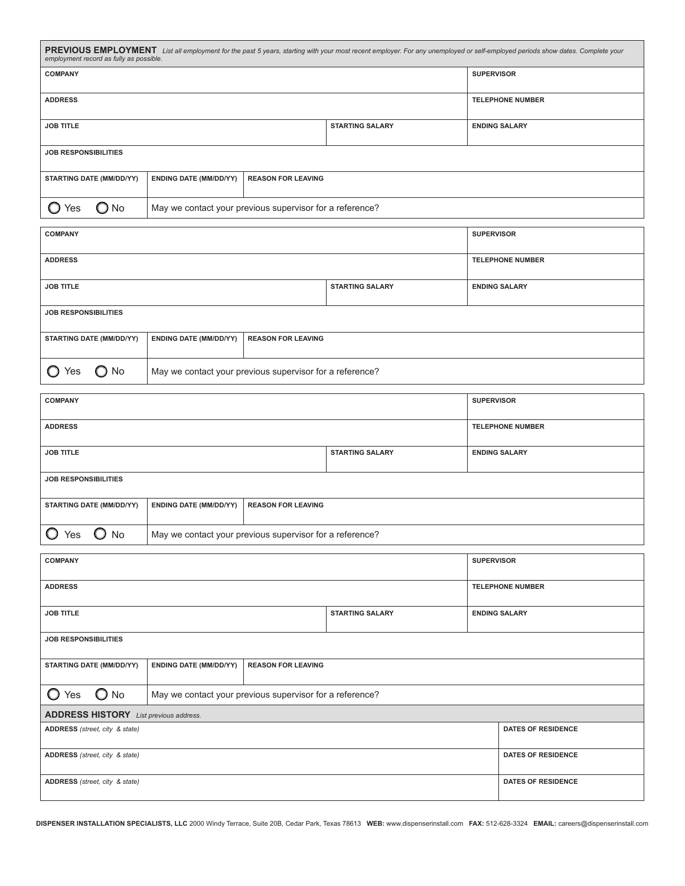## PREVIOUS EMPLOYMENT

*List all employment for the past 5 years, starting with your most recent employer. For any unemployed or self-employed periods show dates. Complete your employment record as fully as possible.*

| COMPANY | | | | SUPERVISOR |
|---|---|---|---|---|
| **ADDRESS** | | | | **TELEPHONE NUMBER** |
| **JOB TITLE** | | | **STARTING SALARY** | **ENDING SALARY** |
| **JOB RESPONSIBILITIES** | | | | |
| **STARTING DATE (MM/DD/YY)** | **ENDING DATE (MM/DD/YY)** | **REASON FOR LEAVING** | | |
| ◯ Yes ◯ No | May we contact your previous supervisor for a reference? | | | |

| COMPANY | | | | SUPERVISOR |
|---|---|---|---|---|
| **ADDRESS** | | | | **TELEPHONE NUMBER** |
| **JOB TITLE** | | | **STARTING SALARY** | **ENDING SALARY** |
| **JOB RESPONSIBILITIES** | | | | |
| **STARTING DATE (MM/DD/YY)** | **ENDING DATE (MM/DD/YY)** | **REASON FOR LEAVING** | | |
| ◯ Yes ◯ No | May we contact your previous supervisor for a reference? | | | |

| COMPANY | | | | SUPERVISOR |
|---|---|---|---|---|
| **ADDRESS** | | | | **TELEPHONE NUMBER** |
| **JOB TITLE** | | | **STARTING SALARY** | **ENDING SALARY** |
| **JOB RESPONSIBILITIES** | | | | |
| **STARTING DATE (MM/DD/YY)** | **ENDING DATE (MM/DD/YY)** | **REASON FOR LEAVING** | | |
| ◯ Yes ◯ No | May we contact your previous supervisor for a reference? | | | |

| COMPANY | | | | SUPERVISOR |
|---|---|---|---|---|
| **ADDRESS** | | | | **TELEPHONE NUMBER** |
| **JOB TITLE** | | | **STARTING SALARY** | **ENDING SALARY** |
| **JOB RESPONSIBILITIES** | | | | |
| **STARTING DATE (MM/DD/YY)** | **ENDING DATE (MM/DD/YY)** | **REASON FOR LEAVING** | | |
| ◯ Yes ◯ No | May we contact your previous supervisor for a reference? | | | |

## ADDRESS HISTORY

*List previous address.*

| ADDRESS *(street, city & state)* | DATES OF RESIDENCE |
|---|---|
| **ADDRESS** *(street, city & state)* | **DATES OF RESIDENCE** |
| **ADDRESS** *(street, city & state)* | **DATES OF RESIDENCE** |

**DISPENSER INSTALLATION SPECIALISTS, LLC** 2000 Windy Terrace, Suite 20B, Cedar Park, Texas 78613 **WEB:** www.dispenserinstall.com **FAX:** 512-628-3324 **EMAIL:** careers@dispenserinstall.com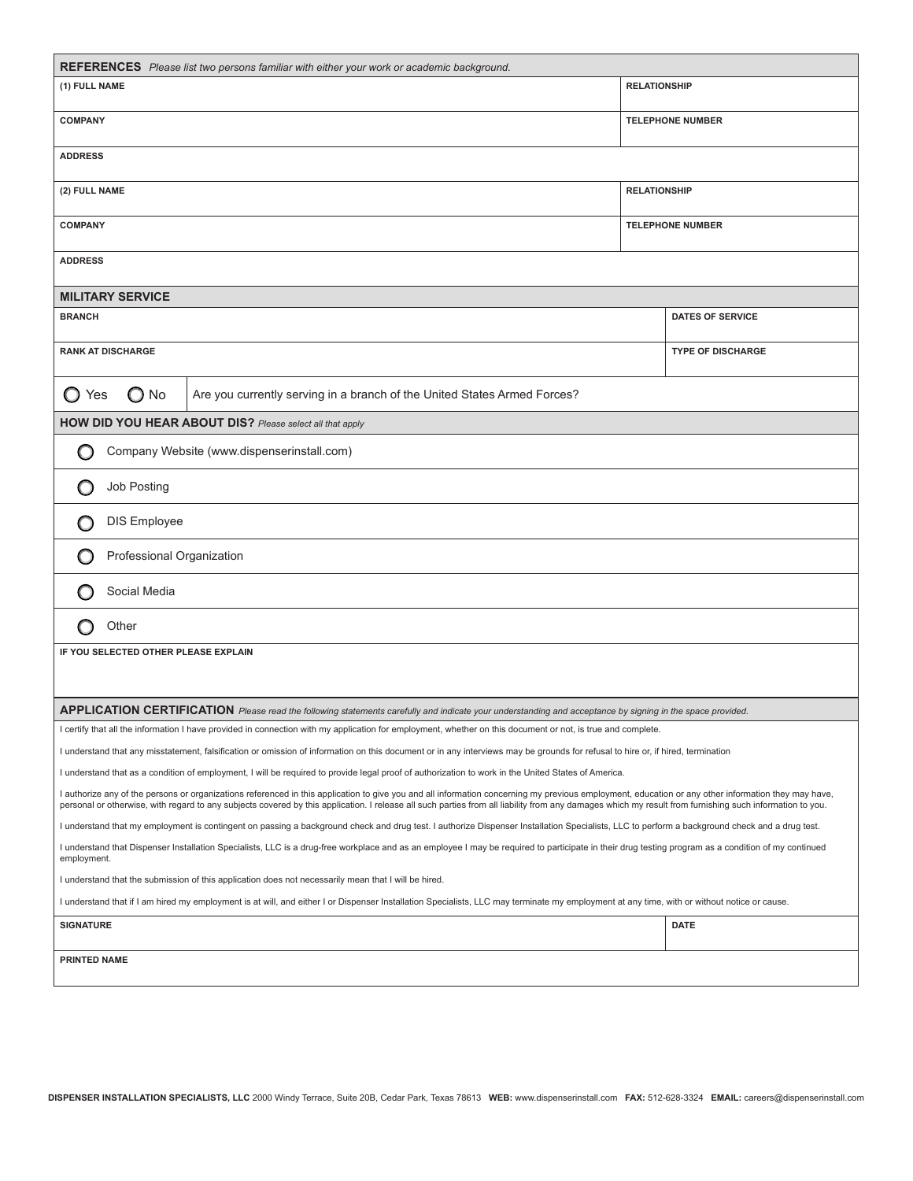## REFERENCES

*Please list two persons familiar with either your work or academic background.*

| | |
|---|---|
| **(1) FULL NAME** | **RELATIONSHIP** |
| **COMPANY** | **TELEPHONE NUMBER** |
| **ADDRESS** | |
| **(2) FULL NAME** | **RELATIONSHIP** |
| **COMPANY** | **TELEPHONE NUMBER** |
| **ADDRESS** | |

## MILITARY SERVICE

| | |
|---|---|
| **BRANCH** | **DATES OF SERVICE** |
| **RANK AT DISCHARGE** | **TYPE OF DISCHARGE** |

○ Yes ○ No — Are you currently serving in a branch of the United States Armed Forces?

## HOW DID YOU HEAR ABOUT DIS?

*Please select all that apply*

- ○ Company Website (www.dispenserinstall.com)
- ○ Job Posting
- ○ DIS Employee
- ○ Professional Organization
- ○ Social Media
- ○ Other

**IF YOU SELECTED OTHER PLEASE EXPLAIN**

## APPLICATION CERTIFICATION

*Please read the following statements carefully and indicate your understanding and acceptance by signing in the space provided.*

I certify that all the information I have provided in connection with my application for employment, whether on this document or not, is true and complete.

I understand that any misstatement, falsification or omission of information on this document or in any interviews may be grounds for refusal to hire or, if hired, termination

I understand that as a condition of employment, I will be required to provide legal proof of authorization to work in the United States of America.

I authorize any of the persons or organizations referenced in this application to give you and all information concerning my previous employment, education or any other information they may have, personal or otherwise, with regard to any subjects covered by this application. I release all such parties from all liability from any damages which my result from furnishing such information to you.

I understand that my employment is contingent on passing a background check and drug test. I authorize Dispenser Installation Specialists, LLC to perform a background check and a drug test.

I understand that Dispenser Installation Specialists, LLC is a drug-free workplace and as an employee I may be required to participate in their drug testing program as a condition of my continued employment.

I understand that the submission of this application does not necessarily mean that I will be hired.

I understand that if I am hired my employment is at will, and either I or Dispenser Installation Specialists, LLC may terminate my employment at any time, with or without notice or cause.

| | |
|---|---|
| **SIGNATURE** | **DATE** |
| **PRINTED NAME** | |

**DISPENSER INSTALLATION SPECIALISTS, LLC** 2000 Windy Terrace, Suite 20B, Cedar Park, Texas 78613 **WEB:** www.dispenserinstall.com **FAX:** 512-628-3324 **EMAIL:** careers@dispenserinstall.com